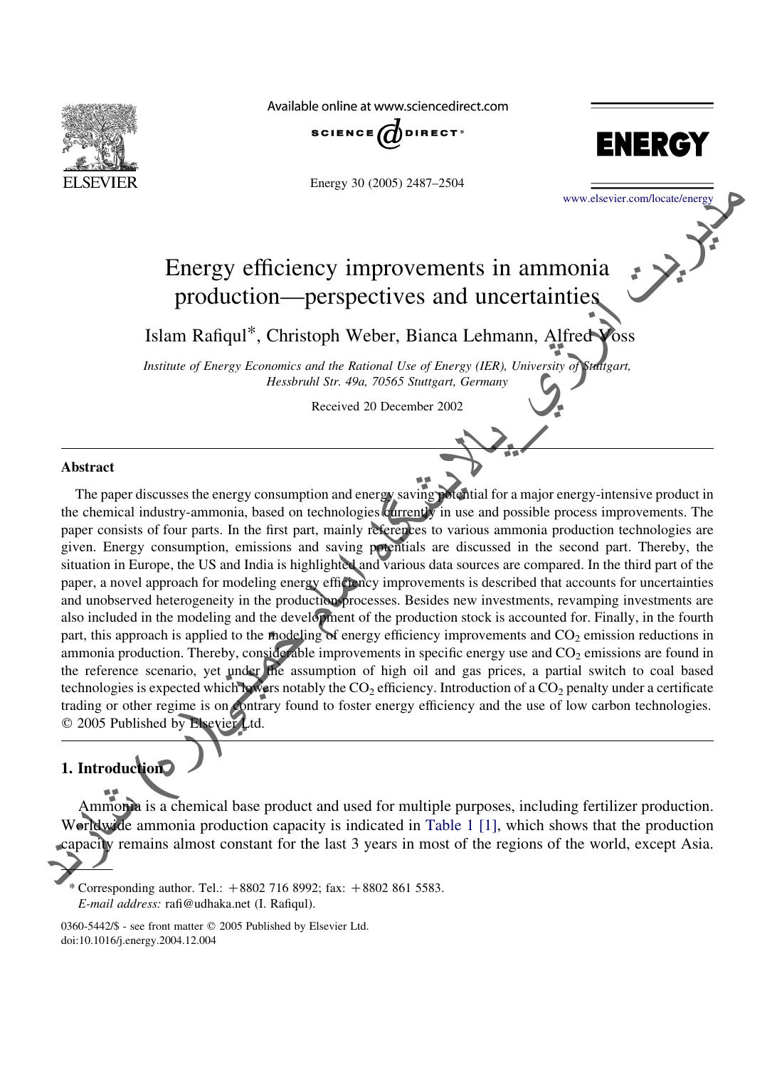# Energy efficiency improvements in ammonia production—perspectives and uncertainties

Islam Rafiqul*, Christoph Weber, Bianca Lehmann, Alfred Voss

*Institute of Energy Economics and the Rational Use of Energy (IER), University of Stuttgart, Hessbruhl Str. 49a, 70565 Stuttgart, Germany*

Received 20 December 2002

## Abstract

The paper discusses the energy consumption and energy saving potential for a major energy-intensive product in the chemical industry-ammonia, based on technologies currently in use and possible process improvements. The paper consists of four parts. In the first part, mainly references to various ammonia production technologies are given. Energy consumption, emissions and saving potentials are discussed in the second part. Thereby, the situation in Europe, the US and India is highlighted and various data sources are compared. In the third part of the paper, a novel approach for modeling energy efficiency improvements is described that accounts for uncertainties and unobserved heterogeneity in the production processes. Besides new investments, revamping investments are also included in the modeling and the development of the production stock is accounted for. Finally, in the fourth part, this approach is applied to the modeling of energy efficiency improvements and $CO_2$ emission reductions in ammonia production. Thereby, considerable improvements in specific energy use and $CO_2$ emissions are found in the reference scenario, yet under the assumption of high oil and gas prices, a partial switch to coal based technologies is expected which lowers notably the $CO_2$ efficiency. Introduction of a $CO_2$ penalty under a certificate trading or other regime is on contrary found to foster energy efficiency and the use of low carbon technologies.
© 2005 Published by Elsevier Ltd.

## 1. Introduction

Ammonia is a chemical base product and used for multiple purposes, including fertilizer production. Worldwide ammonia production capacity is indicated in Table 1 [1], which shows that the production capacity remains almost constant for the last 3 years in most of the regions of the world, except Asia.

---

\* Corresponding author. Tel.: +8802 716 8992; fax: +8802 861 5583.
*E-mail address:* rafi@udhaka.net (I. Rafiqul).

0360-5442/$ - see front matter © 2005 Published by Elsevier Ltd.
doi:10.1016/j.energy.2004.12.004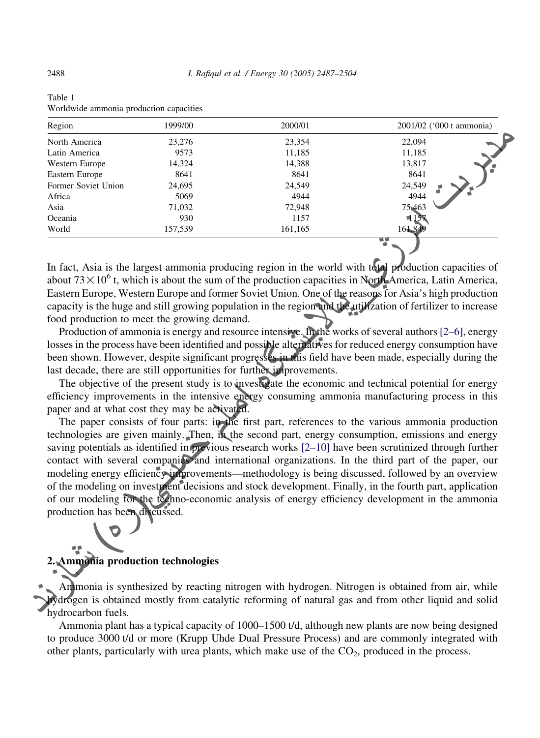Table 1
Worldwide ammonia production capacities

| Region | 1999/00 | 2000/01 | 2001/02 ('000 t ammonia) |
|---|---|---|---|
| North America | 23,276 | 23,354 | 22,094 |
| Latin America | 9573 | 11,185 | 11,185 |
| Western Europe | 14,324 | 14,388 | 13,817 |
| Eastern Europe | 8641 | 8641 | 8641 |
| Former Soviet Union | 24,695 | 24,549 | 24,549 |
| Africa | 5069 | 4944 | 4944 |
| Asia | 71,032 | 72,948 | 75,463 |
| Oceania | 930 | 1157 | 1157 |
| World | 157,539 | 161,165 | 161,849 |

In fact, Asia is the largest ammonia producing region in the world with total production capacities of about $73 \times 10^6$ t, which is about the sum of the production capacities in North America, Latin America, Eastern Europe, Western Europe and former Soviet Union. One of the reasons for Asia's high production capacity is the huge and still growing population in the region and the utilization of fertilizer to increase food production to meet the growing demand.

Production of ammonia is energy and resource intensive. In the works of several authors [2–6], energy losses in the process have been identified and possible alternatives for reduced energy consumption have been shown. However, despite significant progresses in this field have been made, especially during the last decade, there are still opportunities for further improvements.

The objective of the present study is to investigate the economic and technical potential for energy efficiency improvements in the intensive energy consuming ammonia manufacturing process in this paper and at what cost they may be activated.

The paper consists of four parts: in the first part, references to the various ammonia production technologies are given mainly. Then, in the second part, energy consumption, emissions and energy saving potentials as identified in previous research works [2–10] have been scrutinized through further contact with several companies and international organizations. In the third part of the paper, our modeling energy efficiency improvements—methodology is being discussed, followed by an overview of the modeling on investment decisions and stock development. Finally, in the fourth part, application of our modeling for the techno-economic analysis of energy efficiency development in the ammonia production has been discussed.

## 2. Ammonia production technologies

Ammonia is synthesized by reacting nitrogen with hydrogen. Nitrogen is obtained from air, while hydrogen is obtained mostly from catalytic reforming of natural gas and from other liquid and solid hydrocarbon fuels.

Ammonia plant has a typical capacity of 1000–1500 t/d, although new plants are now being designed to produce 3000 t/d or more (Krupp Uhde Dual Pressure Process) and are commonly integrated with other plants, particularly with urea plants, which make use of the $CO_2$, produced in the process.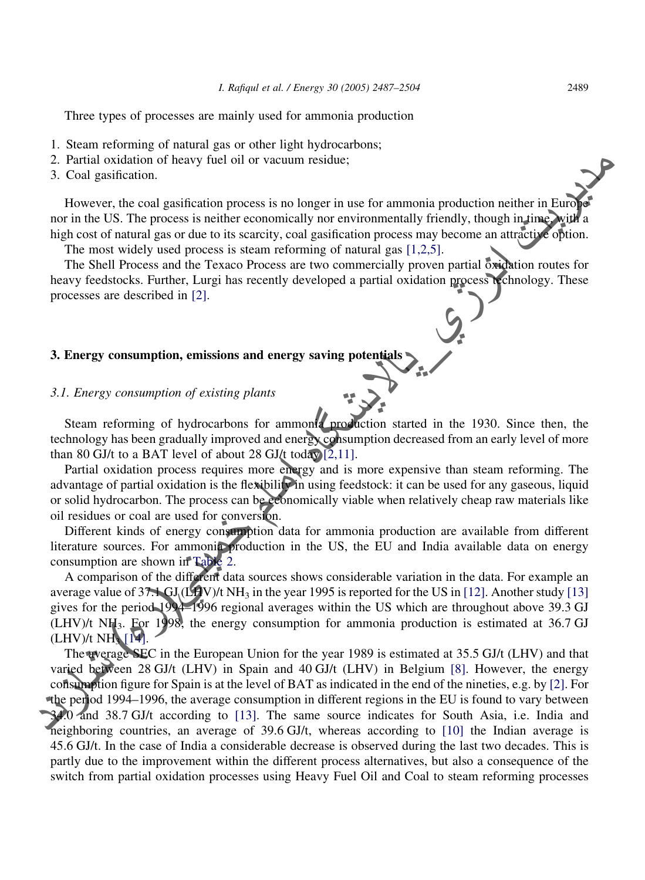Three types of processes are mainly used for ammonia production

1. Steam reforming of natural gas or other light hydrocarbons;
2. Partial oxidation of heavy fuel oil or vacuum residue;
3. Coal gasification.

However, the coal gasification process is no longer in use for ammonia production neither in Europe nor in the US. The process is neither economically nor environmentally friendly, though in time, with a high cost of natural gas or due to its scarcity, coal gasification process may become an attractive option.

The most widely used process is steam reforming of natural gas [1,2,5].

The Shell Process and the Texaco Process are two commercially proven partial oxidation routes for heavy feedstocks. Further, Lurgi has recently developed a partial oxidation process technology. These processes are described in [2].

## 3. Energy consumption, emissions and energy saving potentials

### 3.1. Energy consumption of existing plants

Steam reforming of hydrocarbons for ammonia production started in the 1930. Since then, the technology has been gradually improved and energy consumption decreased from an early level of more than 80 GJ/t to a BAT level of about 28 GJ/t today [2,11].

Partial oxidation process requires more energy and is more expensive than steam reforming. The advantage of partial oxidation is the flexibility in using feedstock: it can be used for any gaseous, liquid or solid hydrocarbon. The process can be economically viable when relatively cheap raw materials like oil residues or coal are used for conversion.

Different kinds of energy consumption data for ammonia production are available from different literature sources. For ammonia production in the US, the EU and India available data on energy consumption are shown in Table 2.

A comparison of the different data sources shows considerable variation in the data. For example an average value of 37.1 GJ (LHV)/t $NH_3$ in the year 1995 is reported for the US in [12]. Another study [13] gives for the period 1994–1996 regional averages within the US which are throughout above 39.3 GJ (LHV)/t $NH_3$. For 1998, the energy consumption for ammonia production is estimated at 36.7 GJ (LHV)/t $NH_3$ [14].

The average SEC in the European Union for the year 1989 is estimated at 35.5 GJ/t (LHV) and that varied between 28 GJ/t (LHV) in Spain and 40 GJ/t (LHV) in Belgium [8]. However, the energy consumption figure for Spain is at the level of BAT as indicated in the end of the nineties, e.g. by [2]. For the period 1994–1996, the average consumption in different regions in the EU is found to vary between 34.0 and 38.7 GJ/t according to [13]. The same source indicates for South Asia, i.e. India and neighboring countries, an average of 39.6 GJ/t, whereas according to [10] the Indian average is 45.6 GJ/t. In the case of India a considerable decrease is observed during the last two decades. This is partly due to the improvement within the different process alternatives, but also a consequence of the switch from partial oxidation processes using Heavy Fuel Oil and Coal to steam reforming processes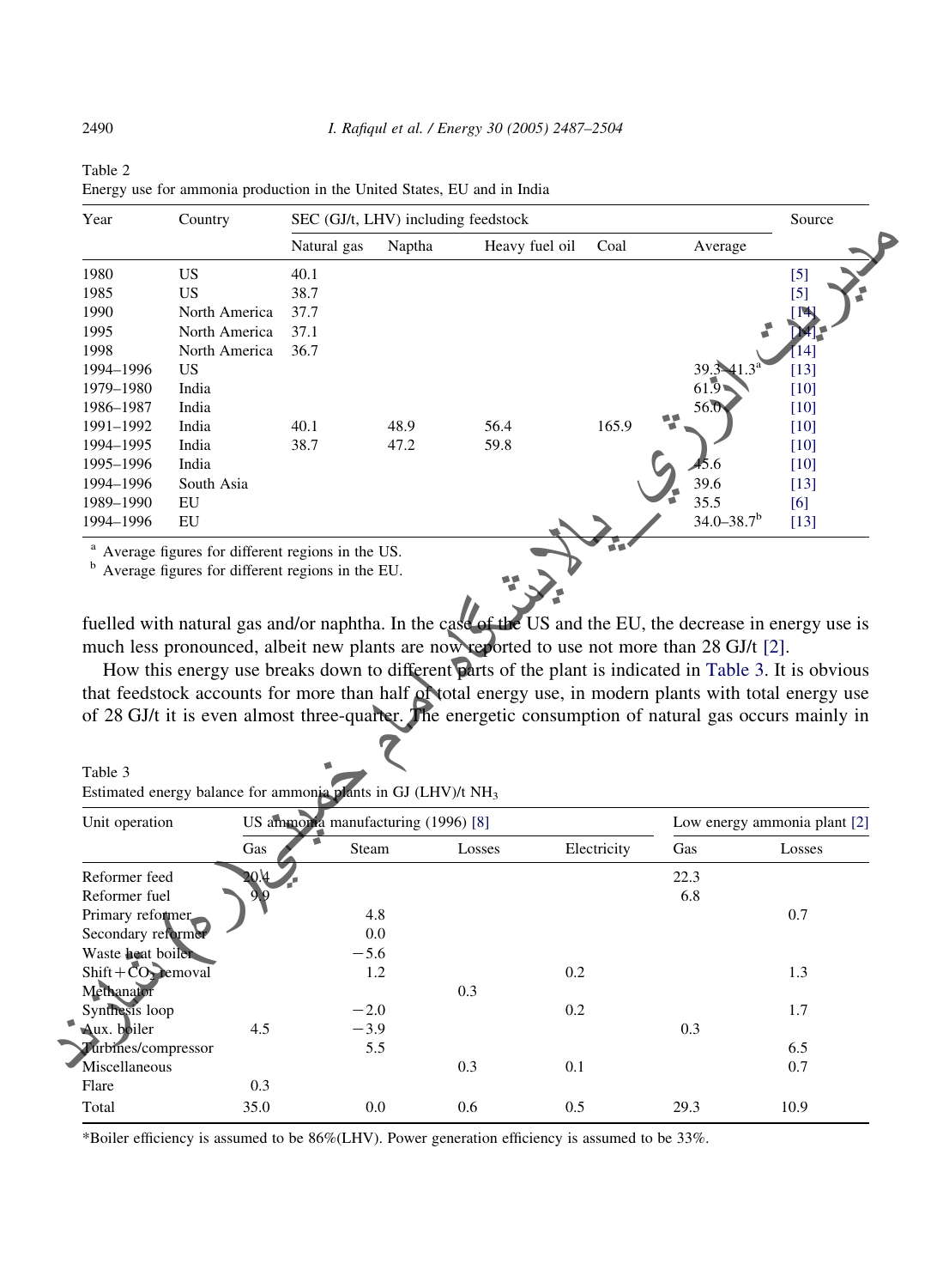Table 2
Energy use for ammonia production in the United States, EU and in India

| Year | Country | SEC (GJ/t, LHV) including feedstock | | | | | Source |
|---|---|---|---|---|---|---|---|
| | | Natural gas | Naptha | Heavy fuel oil | Coal | Average | |
| 1980 | US | 40.1 | | | | | [5] |
| 1985 | US | 38.7 | | | | | [5] |
| 1990 | North America | 37.7 | | | | | [14] |
| 1995 | North America | 37.1 | | | | | [14] |
| 1998 | North America | 36.7 | | | | | [14] |
| 1994–1996 | US | | | | | 39.3–41.3[a] | [13] |
| 1979–1980 | India | | | | | 61.9 | [10] |
| 1986–1987 | India | | | | | 56.0 | [10] |
| 1991–1992 | India | 40.1 | 48.9 | 56.4 | 165.9 | | [10] |
| 1994–1995 | India | 38.7 | 47.2 | 59.8 | | | [10] |
| 1995–1996 | India | | | | | 45.6 | [10] |
| 1994–1996 | South Asia | | | | | 39.6 | [13] |
| 1989–1990 | EU | | | | | 35.5 | [6] |
| 1994–1996 | EU | | | | | 34.0–38.7[b] | [13] |

[a] Average figures for different regions in the US.
[b] Average figures for different regions in the EU.

fuelled with natural gas and/or naphtha. In the case of the US and the EU, the decrease in energy use is much less pronounced, albeit new plants are now reported to use not more than 28 GJ/t [2].

How this energy use breaks down to different parts of the plant is indicated in Table 3. It is obvious that feedstock accounts for more than half of total energy use, in modern plants with total energy use of 28 GJ/t it is even almost three-quarter. The energetic consumption of natural gas occurs mainly in

Table 3
Estimated energy balance for ammonia plants in GJ (LHV)/t $NH_3$

| Unit operation | US ammonia manufacturing (1996) [8] | | | | Low energy ammonia plant [2] | |
|---|---|---|---|---|---|---|
| | Gas | Steam | Losses | Electricity | Gas | Losses |
| Reformer feed | 20.4 | | | | 22.3 | |
| Reformer fuel | 9.9 | | | | 6.8 | |
| Primary reformer | | 4.8 | | | | 0.7 |
| Secondary reformer | | 0.0 | | | | |
| Waste heat boiler | | −5.6 | | | | |
| Shift + $CO_2$ removal | | 1.2 | | 0.2 | | 1.3 |
| Methanator | | | 0.3 | | | |
| Synthesis loop | | −2.0 | | 0.2 | | 1.7 |
| Aux. boiler | 4.5 | −3.9 | | | 0.3 | |
| Turbines/compressor | | 5.5 | | | | 6.5 |
| Miscellaneous | | | 0.3 | 0.1 | | 0.7 |
| Flare | 0.3 | | | | | |
| Total | 35.0 | 0.0 | 0.6 | 0.5 | 29.3 | 10.9 |

*Boiler efficiency is assumed to be 86%(LHV). Power generation efficiency is assumed to be 33%.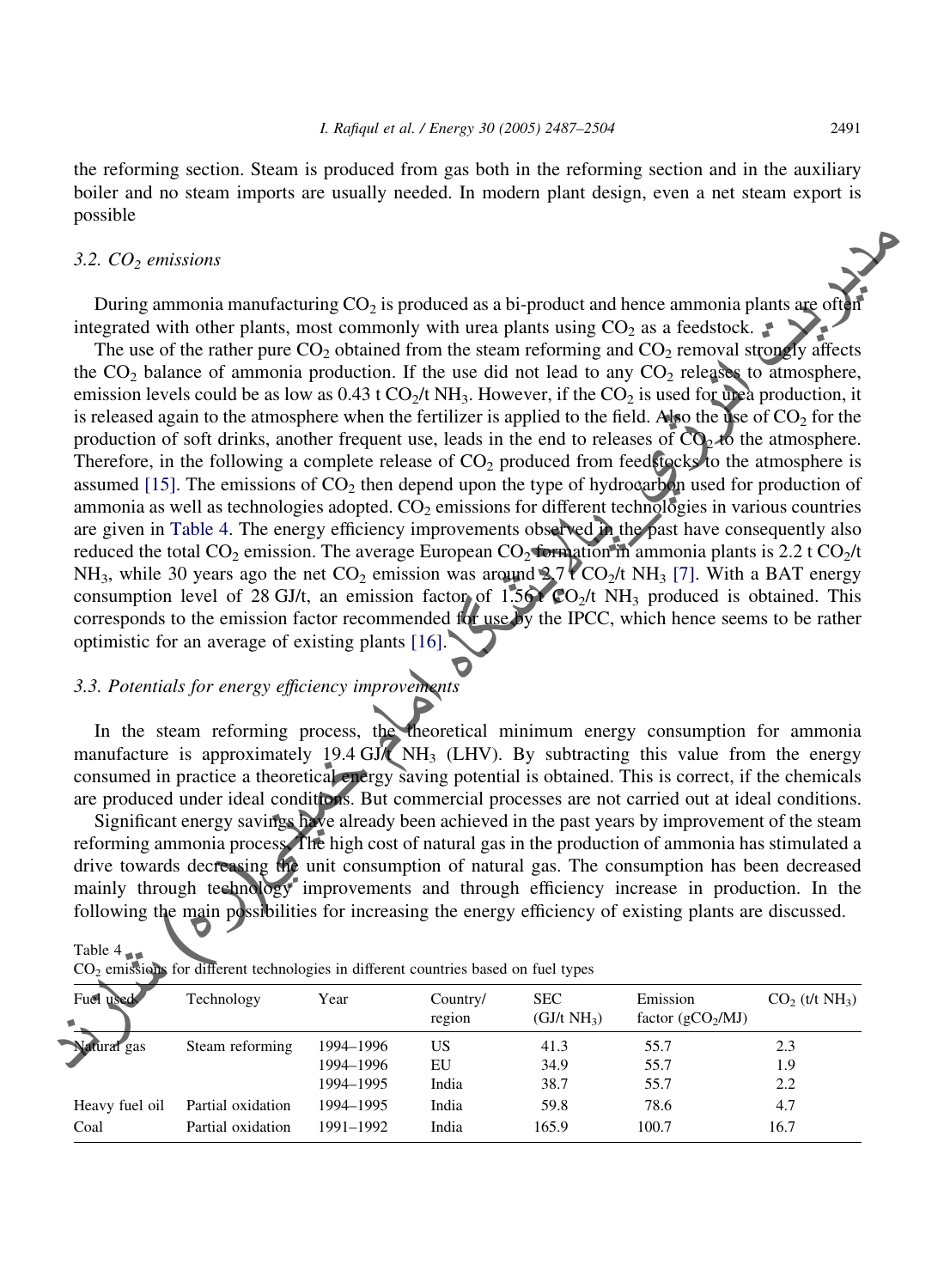the reforming section. Steam is produced from gas both in the reforming section and in the auxiliary boiler and no steam imports are usually needed. In modern plant design, even a net steam export is possible

### 3.2. $CO_2$ emissions

During ammonia manufacturing $CO_2$ is produced as a bi-product and hence ammonia plants are often integrated with other plants, most commonly with urea plants using $CO_2$ as a feedstock.

The use of the rather pure $CO_2$ obtained from the steam reforming and $CO_2$ removal strongly affects the $CO_2$ balance of ammonia production. If the use did not lead to any $CO_2$ releases to atmosphere, emission levels could be as low as 0.43 t $CO_2$/t $NH_3$. However, if the $CO_2$ is used for urea production, it is released again to the atmosphere when the fertilizer is applied to the field. Also the use of $CO_2$ for the production of soft drinks, another frequent use, leads in the end to releases of $CO_2$ to the atmosphere. Therefore, in the following a complete release of $CO_2$ produced from feedstocks to the atmosphere is assumed [15]. The emissions of $CO_2$ then depend upon the type of hydrocarbon used for production of ammonia as well as technologies adopted. $CO_2$ emissions for different technologies in various countries are given in Table 4. The energy efficiency improvements observed in the past have consequently also reduced the total $CO_2$ emission. The average European $CO_2$ formation in ammonia plants is 2.2 t $CO_2$/t $NH_3$, while 30 years ago the net $CO_2$ emission was around 2.7 t $CO_2$/t $NH_3$ [7]. With a BAT energy consumption level of 28 GJ/t, an emission factor of 1.56 t $CO_2$/t $NH_3$ produced is obtained. This corresponds to the emission factor recommended for use by the IPCC, which hence seems to be rather optimistic for an average of existing plants [16].

### 3.3. Potentials for energy efficiency improvements

In the steam reforming process, the theoretical minimum energy consumption for ammonia manufacture is approximately 19.4 GJ/t $NH_3$ (LHV). By subtracting this value from the energy consumed in practice a theoretical energy saving potential is obtained. This is correct, if the chemicals are produced under ideal conditions. But commercial processes are not carried out at ideal conditions.

Significant energy savings have already been achieved in the past years by improvement of the steam reforming ammonia process. The high cost of natural gas in the production of ammonia has stimulated a drive towards decreasing the unit consumption of natural gas. The consumption has been decreased mainly through technology improvements and through efficiency increase in production. In the following the main possibilities for increasing the energy efficiency of existing plants are discussed.

Table 4
$CO_2$ emissions for different technologies in different countries based on fuel types

| Fuel used | Technology | Year | Country/region | SEC (GJ/t $NH_3$) | Emission factor (g$CO_2$/MJ) | $CO_2$ (t/t $NH_3$) |
|---|---|---|---|---|---|---|
| Natural gas | Steam reforming | 1994–1996 | US | 41.3 | 55.7 | 2.3 |
| | | 1994–1996 | EU | 34.9 | 55.7 | 1.9 |
| | | 1994–1995 | India | 38.7 | 55.7 | 2.2 |
| Heavy fuel oil | Partial oxidation | 1994–1995 | India | 59.8 | 78.6 | 4.7 |
| Coal | Partial oxidation | 1991–1992 | India | 165.9 | 100.7 | 16.7 |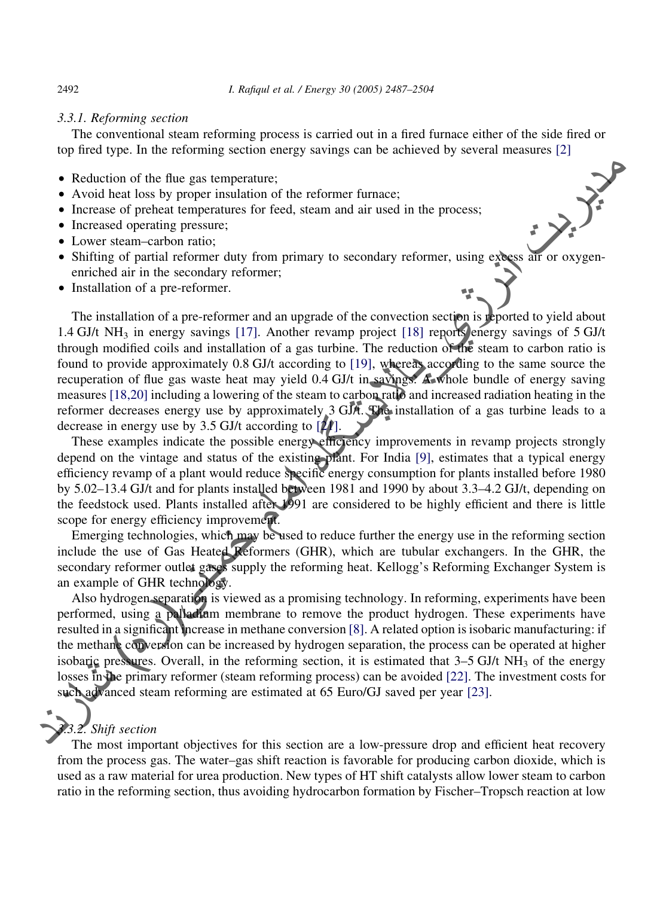### 3.3.1. Reforming section

The conventional steam reforming process is carried out in a fired furnace either of the side fired or top fired type. In the reforming section energy savings can be achieved by several measures [2]

- Reduction of the flue gas temperature;
- Avoid heat loss by proper insulation of the reformer furnace;
- Increase of preheat temperatures for feed, steam and air used in the process;
- Increased operating pressure;
- Lower steam–carbon ratio;
- Shifting of partial reformer duty from primary to secondary reformer, using excess air or oxygen-enriched air in the secondary reformer;
- Installation of a pre-reformer.

The installation of a pre-reformer and an upgrade of the convection section is reported to yield about 1.4 GJ/t $NH_3$ in energy savings [17]. Another revamp project [18] reports energy savings of 5 GJ/t through modified coils and installation of a gas turbine. The reduction of the steam to carbon ratio is found to provide approximately 0.8 GJ/t according to [19], whereas according to the same source the recuperation of flue gas waste heat may yield 0.4 GJ/t in savings. A whole bundle of energy saving measures [18,20] including a lowering of the steam to carbon ratio and increased radiation heating in the reformer decreases energy use by approximately 3 GJ/t. The installation of a gas turbine leads to a decrease in energy use by 3.5 GJ/t according to [21].

These examples indicate the possible energy efficiency improvements in revamp projects strongly depend on the vintage and status of the existing plant. For India [9], estimates that a typical energy efficiency revamp of a plant would reduce specific energy consumption for plants installed before 1980 by 5.02–13.4 GJ/t and for plants installed between 1981 and 1990 by about 3.3–4.2 GJ/t, depending on the feedstock used. Plants installed after 1991 are considered to be highly efficient and there is little scope for energy efficiency improvement.

Emerging technologies, which may be used to reduce further the energy use in the reforming section include the use of Gas Heated Reformers (GHR), which are tubular exchangers. In the GHR, the secondary reformer outlet gases supply the reforming heat. Kellogg's Reforming Exchanger System is an example of GHR technology.

Also hydrogen separation is viewed as a promising technology. In reforming, experiments have been performed, using a palladium membrane to remove the product hydrogen. These experiments have resulted in a significant increase in methane conversion [8]. A related option is isobaric manufacturing: if the methane conversion can be increased by hydrogen separation, the process can be operated at higher isobaric pressures. Overall, in the reforming section, it is estimated that 3–5 GJ/t $NH_3$ of the energy losses in the primary reformer (steam reforming process) can be avoided [22]. The investment costs for such advanced steam reforming are estimated at 65 Euro/GJ saved per year [23].

### 3.3.2. Shift section

The most important objectives for this section are a low-pressure drop and efficient heat recovery from the process gas. The water–gas shift reaction is favorable for producing carbon dioxide, which is used as a raw material for urea production. New types of HT shift catalysts allow lower steam to carbon ratio in the reforming section, thus avoiding hydrocarbon formation by Fischer–Tropsch reaction at low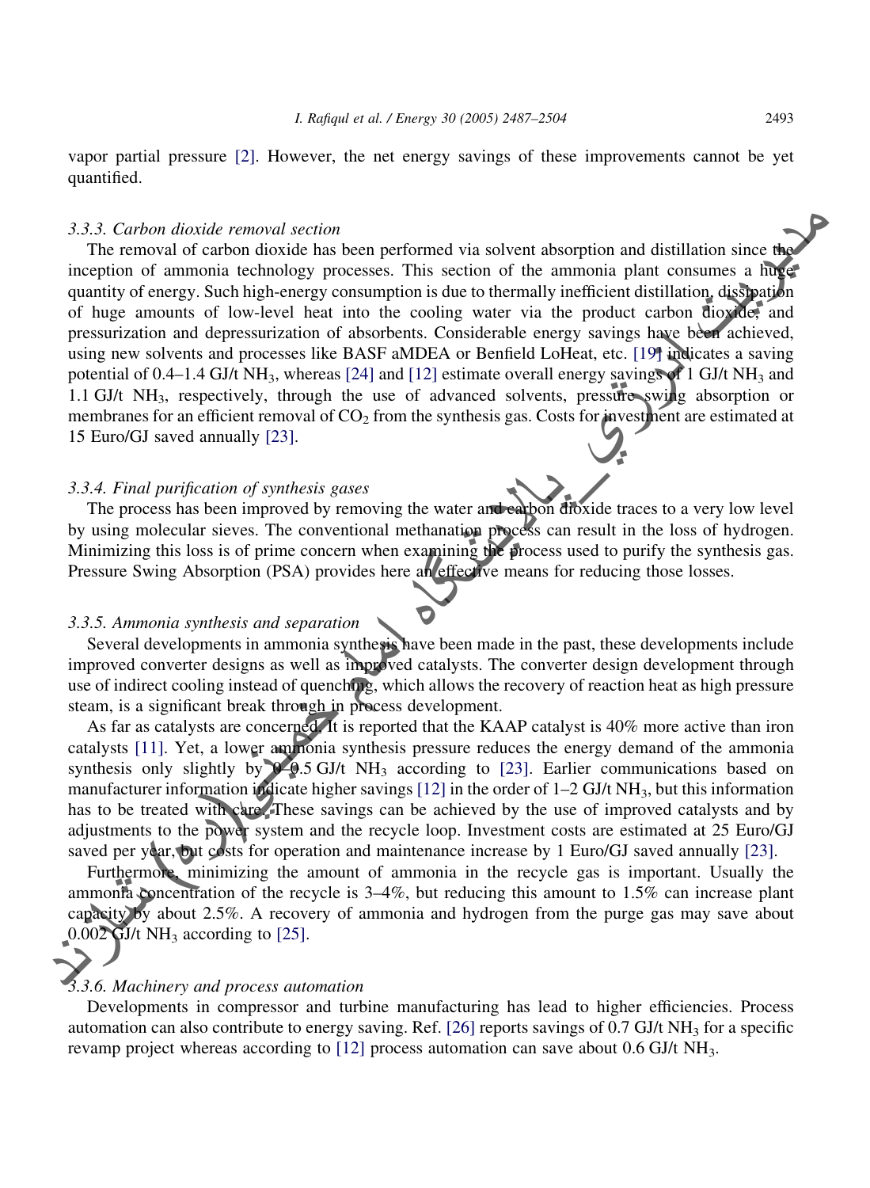vapor partial pressure [2]. However, the net energy savings of these improvements cannot be yet quantified.

### 3.3.3. Carbon dioxide removal section

The removal of carbon dioxide has been performed via solvent absorption and distillation since the inception of ammonia technology processes. This section of the ammonia plant consumes a huge quantity of energy. Such high-energy consumption is due to thermally inefficient distillation, dissipation of huge amounts of low-level heat into the cooling water via the product carbon dioxide, and pressurization and depressurization of absorbents. Considerable energy savings have been achieved, using new solvents and processes like BASF aMDEA or Benfield LoHeat, etc. [19] indicates a saving potential of 0.4–1.4 GJ/t $NH_3$, whereas [24] and [12] estimate overall energy savings of 1 GJ/t $NH_3$ and 1.1 GJ/t $NH_3$, respectively, through the use of advanced solvents, pressure swing absorption or membranes for an efficient removal of $CO_2$ from the synthesis gas. Costs for investment are estimated at 15 Euro/GJ saved annually [23].

### 3.3.4. Final purification of synthesis gases

The process has been improved by removing the water and carbon dioxide traces to a very low level by using molecular sieves. The conventional methanation process can result in the loss of hydrogen. Minimizing this loss is of prime concern when examining the process used to purify the synthesis gas. Pressure Swing Absorption (PSA) provides here an effective means for reducing those losses.

### 3.3.5. Ammonia synthesis and separation

Several developments in ammonia synthesis have been made in the past, these developments include improved converter designs as well as improved catalysts. The converter design development through use of indirect cooling instead of quenching, which allows the recovery of reaction heat as high pressure steam, is a significant break through in process development.

As far as catalysts are concerned, It is reported that the KAAP catalyst is 40% more active than iron catalysts [11]. Yet, a lower ammonia synthesis pressure reduces the energy demand of the ammonia synthesis only slightly by 0–0.5 GJ/t $NH_3$ according to [23]. Earlier communications based on manufacturer information indicate higher savings [12] in the order of 1–2 GJ/t $NH_3$, but this information has to be treated with care. These savings can be achieved by the use of improved catalysts and by adjustments to the power system and the recycle loop. Investment costs are estimated at 25 Euro/GJ saved per year, but costs for operation and maintenance increase by 1 Euro/GJ saved annually [23].

Furthermore, minimizing the amount of ammonia in the recycle gas is important. Usually the ammonia concentration of the recycle is 3–4%, but reducing this amount to 1.5% can increase plant capacity by about 2.5%. A recovery of ammonia and hydrogen from the purge gas may save about 0.002 GJ/t $NH_3$ according to [25].

### 3.3.6. Machinery and process automation

Developments in compressor and turbine manufacturing has lead to higher efficiencies. Process automation can also contribute to energy saving. Ref. [26] reports savings of 0.7 GJ/t $NH_3$ for a specific revamp project whereas according to [12] process automation can save about 0.6 GJ/t $NH_3$.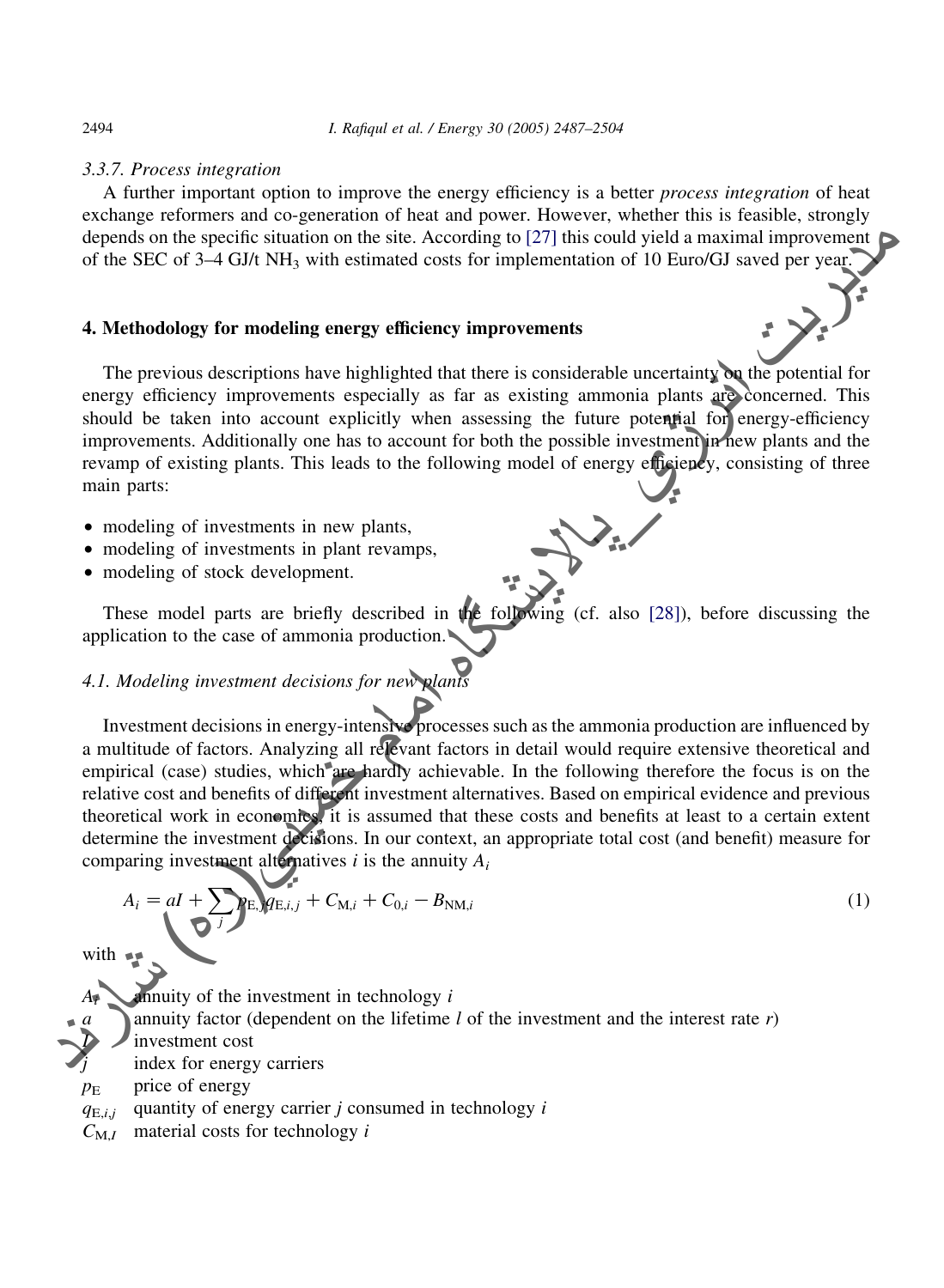### 3.3.7. Process integration

A further important option to improve the energy efficiency is a better *process integration* of heat exchange reformers and co-generation of heat and power. However, whether this is feasible, strongly depends on the specific situation on the site. According to [27] this could yield a maximal improvement of the SEC of 3–4 GJ/t $NH_3$ with estimated costs for implementation of 10 Euro/GJ saved per year.

## 4. Methodology for modeling energy efficiency improvements

The previous descriptions have highlighted that there is considerable uncertainty on the potential for energy efficiency improvements especially as far as existing ammonia plants are concerned. This should be taken into account explicitly when assessing the future potential for energy-efficiency improvements. Additionally one has to account for both the possible investment in new plants and the revamp of existing plants. This leads to the following model of energy efficiency, consisting of three main parts:

- modeling of investments in new plants,
- modeling of investments in plant revamps,
- modeling of stock development.

These model parts are briefly described in the following (cf. also [28]), before discussing the application to the case of ammonia production.

### 4.1. Modeling investment decisions for new plants

Investment decisions in energy-intensive processes such as the ammonia production are influenced by a multitude of factors. Analyzing all relevant factors in detail would require extensive theoretical and empirical (case) studies, which are hardly achievable. In the following therefore the focus is on the relative cost and benefits of different investment alternatives. Based on empirical evidence and previous theoretical work in economics, it is assumed that these costs and benefits at least to a certain extent determine the investment decisions. In our context, an appropriate total cost (and benefit) measure for comparing investment alternatives $i$ is the annuity $A_i$

$$A_i = aI + \sum_j p_{E,j} q_{E,i,j} + C_{M,i} + C_{0,i} - B_{NM,i} \tag{1}$$

with

$A_i$ annuity of the investment in technology $i$
$a$ annuity factor (dependent on the lifetime $l$ of the investment and the interest rate $r$)
$I$ investment cost
$j$ index for energy carriers
$p_E$ price of energy
$q_{E,i,j}$ quantity of energy carrier $j$ consumed in technology $i$
$C_{M,I}$ material costs for technology $i$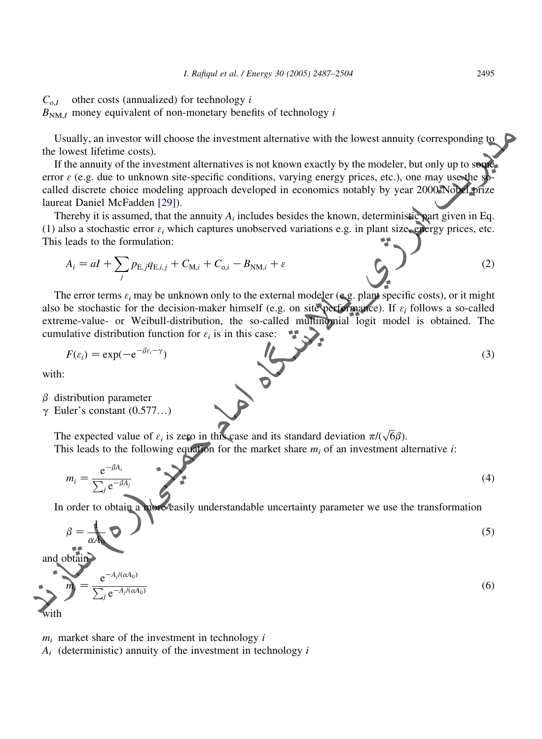$C_{o,I}$ other costs (annualized) for technology $i$

$B_{NM,I}$ money equivalent of non-monetary benefits of technology $i$

Usually, an investor will choose the investment alternative with the lowest annuity (corresponding to the lowest lifetime costs).

If the annuity of the investment alternatives is not known exactly by the modeler, but only up to some error $\varepsilon$ (e.g. due to unknown site-specific conditions, varying energy prices, etc.), one may use the so-called discrete choice modeling approach developed in economics notably by year 2000 Nobel prize laureat Daniel McFadden [29]).

Thereby it is assumed, that the annuity $A_i$ includes besides the known, deterministic part given in Eq. (1) also a stochastic error $\varepsilon_i$ which captures unobserved variations e.g. in plant size, energy prices, etc. This leads to the formulation:

$$A_i = aI + \sum_j p_{E,j} q_{E,i,j} + C_{M,i} + C_{o,i} - B_{NM,i} + \varepsilon \tag{2}$$

The error terms $\varepsilon_i$ may be unknown only to the external modeler (e.g. plant specific costs), or it might also be stochastic for the decision-maker himself (e.g. on site performance). If $\varepsilon_i$ follows a so-called extreme-value- or Weibull-distribution, the so-called multinomial logit model is obtained. The cumulative distribution function for $\varepsilon_i$ is in this case:

$$F(\varepsilon_i) = \exp(-e^{-\beta\varepsilon_i - \gamma}) \tag{3}$$

with:

$\beta$ distribution parameter

$\gamma$ Euler's constant (0.577…)

The expected value of $\varepsilon_i$ is zero in this case and its standard deviation $\pi/(\sqrt{6}\beta)$.

This leads to the following equation for the market share $m_i$ of an investment alternative $i$:

$$m_i = \frac{e^{-\beta A_i}}{\sum_j e^{-\beta A_j}} \tag{4}$$

In order to obtain a more easily understandable uncertainty parameter we use the transformation

$$\beta = \frac{1}{\alpha A_0} \tag{5}$$

and obtain

$$m_i = \frac{e^{-A_i/(\alpha A_0)}}{\sum_j e^{-A_j/(\alpha A_0)}} \tag{6}$$

with

$m_i$ market share of the investment in technology $i$

$A_i$ (deterministic) annuity of the investment in technology $i$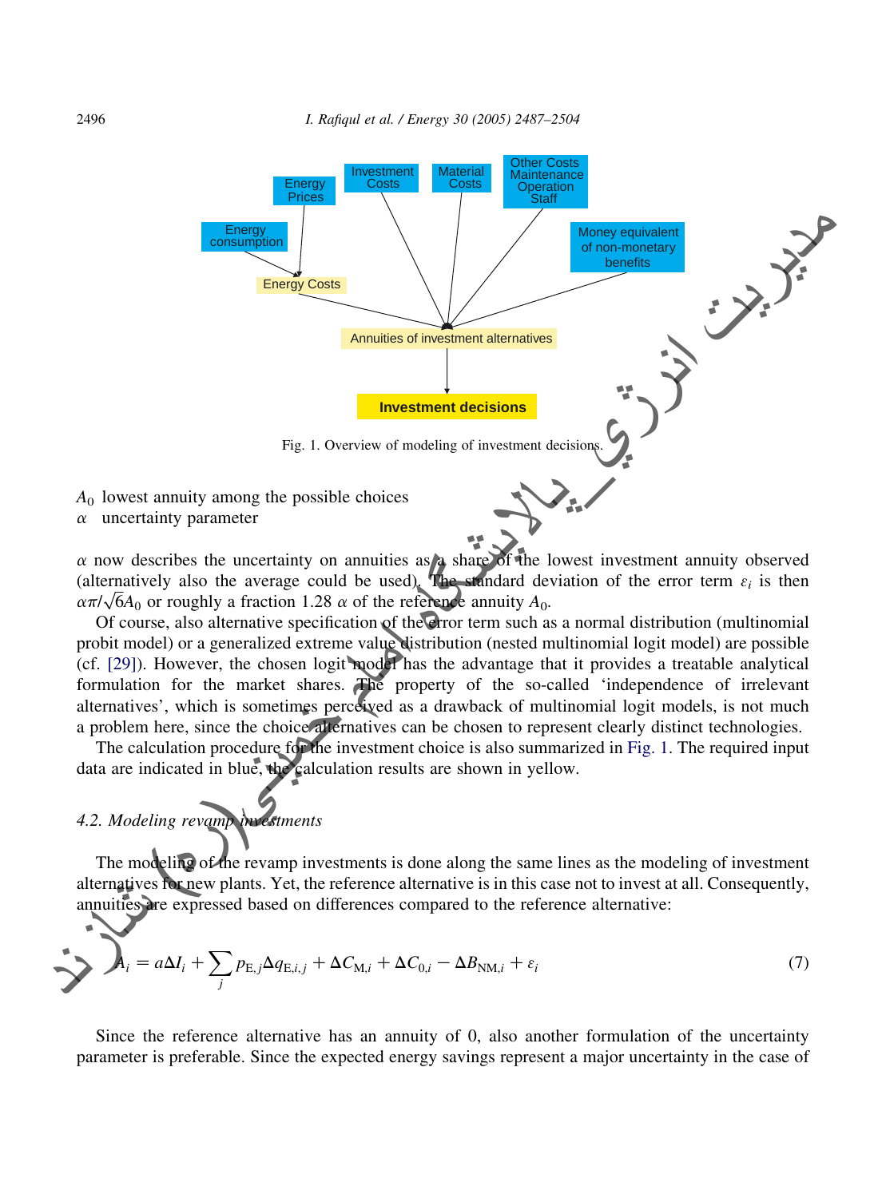Energy Prices
Investment Costs
Material Costs
Other Costs Maintenance Operation Staff
Energy consumption
Money equivalent of non-monetary benefits
Energy Costs
Annuities of investment alternatives
Investment decisions

Fig. 1. Overview of modeling of investment decisions.

$A_0$ lowest annuity among the possible choices
$\alpha$ uncertainty parameter

$\alpha$ now describes the uncertainty on annuities as a share of the lowest investment annuity observed (alternatively also the average could be used). The standard deviation of the error term $\varepsilon_i$ is then $\alpha\pi/\sqrt{6}A_0$ or roughly a fraction 1.28 $\alpha$ of the reference annuity $A_0$.

Of course, also alternative specification of the error term such as a normal distribution (multinomial probit model) or a generalized extreme value distribution (nested multinomial logit model) are possible (cf. [29]). However, the chosen logit model has the advantage that it provides a treatable analytical formulation for the market shares. The property of the so-called 'independence of irrelevant alternatives', which is sometimes perceived as a drawback of multinomial logit models, is not much a problem here, since the choice alternatives can be chosen to represent clearly distinct technologies.

The calculation procedure for the investment choice is also summarized in Fig. 1. The required input data are indicated in blue, the calculation results are shown in yellow.

### 4.2. Modeling revamp investments

The modeling of the revamp investments is done along the same lines as the modeling of investment alternatives for new plants. Yet, the reference alternative is in this case not to invest at all. Consequently, annuities are expressed based on differences compared to the reference alternative:

$$A_i = a\Delta I_i + \sum_j p_{\mathrm{E},j}\Delta q_{\mathrm{E},i,j} + \Delta C_{\mathrm{M},i} + \Delta C_{0,i} - \Delta B_{\mathrm{NM},i} + \varepsilon_i \tag{7}$$

Since the reference alternative has an annuity of 0, also another formulation of the uncertainty parameter is preferable. Since the expected energy savings represent a major uncertainty in the case of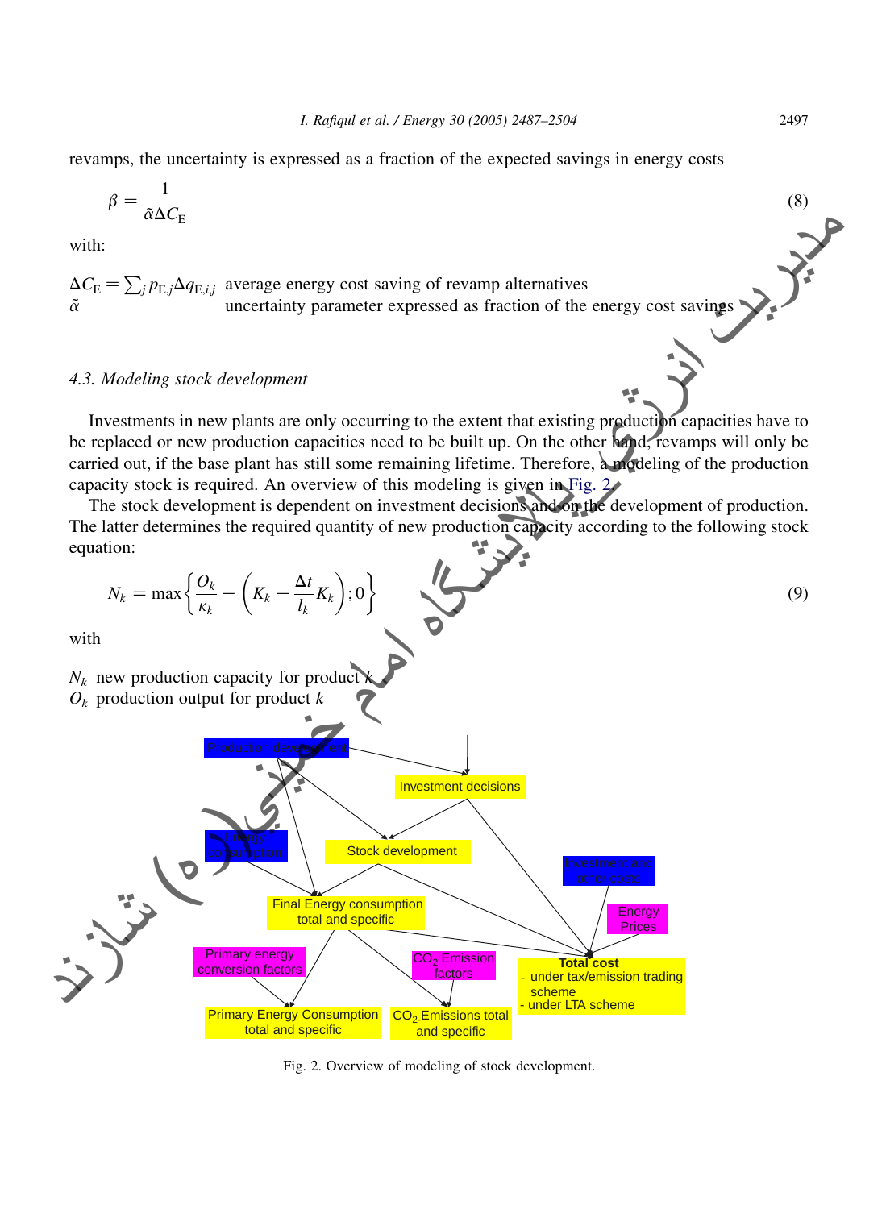revamps, the uncertainty is expressed as a fraction of the expected savings in energy costs

$$\beta = \frac{1}{\tilde{\alpha}\overline{\Delta C_{\mathrm{E}}}} \tag{8}$$

with:

$\overline{\Delta C_{\mathrm{E}}} = \sum_j p_{\mathrm{E},j}\overline{\Delta q_{\mathrm{E},i,j}}$ average energy cost saving of revamp alternatives
$\tilde{\alpha}$ uncertainty parameter expressed as fraction of the energy cost savings

### *4.3. Modeling stock development*

Investments in new plants are only occurring to the extent that existing production capacities have to be replaced or new production capacities need to be built up. On the other hand, revamps will only be carried out, if the base plant has still some remaining lifetime. Therefore, a modeling of the production capacity stock is required. An overview of this modeling is given in Fig. 2.

The stock development is dependent on investment decisions and on the development of production. The latter determines the required quantity of new production capacity according to the following stock equation:

$$N_k = \max\left\{\frac{O_k}{\kappa_k} - \left(K_k - \frac{\Delta t}{l_k}K_k\right); 0\right\} \tag{9}$$

with

$N_k$ new production capacity for product $k$
$O_k$ production output for product $k$

Production development
Investment decisions
Energy consumption
Stock development
Investment and other costs
Final Energy consumption total and specific
Energy Prices
Primary energy conversion factors
$CO_2$ Emission factors
Total cost
- under tax/emission trading scheme
- under LTA scheme
Primary Energy Consumption total and specific
$CO_2$ Emissions total and specific

Fig. 2. Overview of modeling of stock development.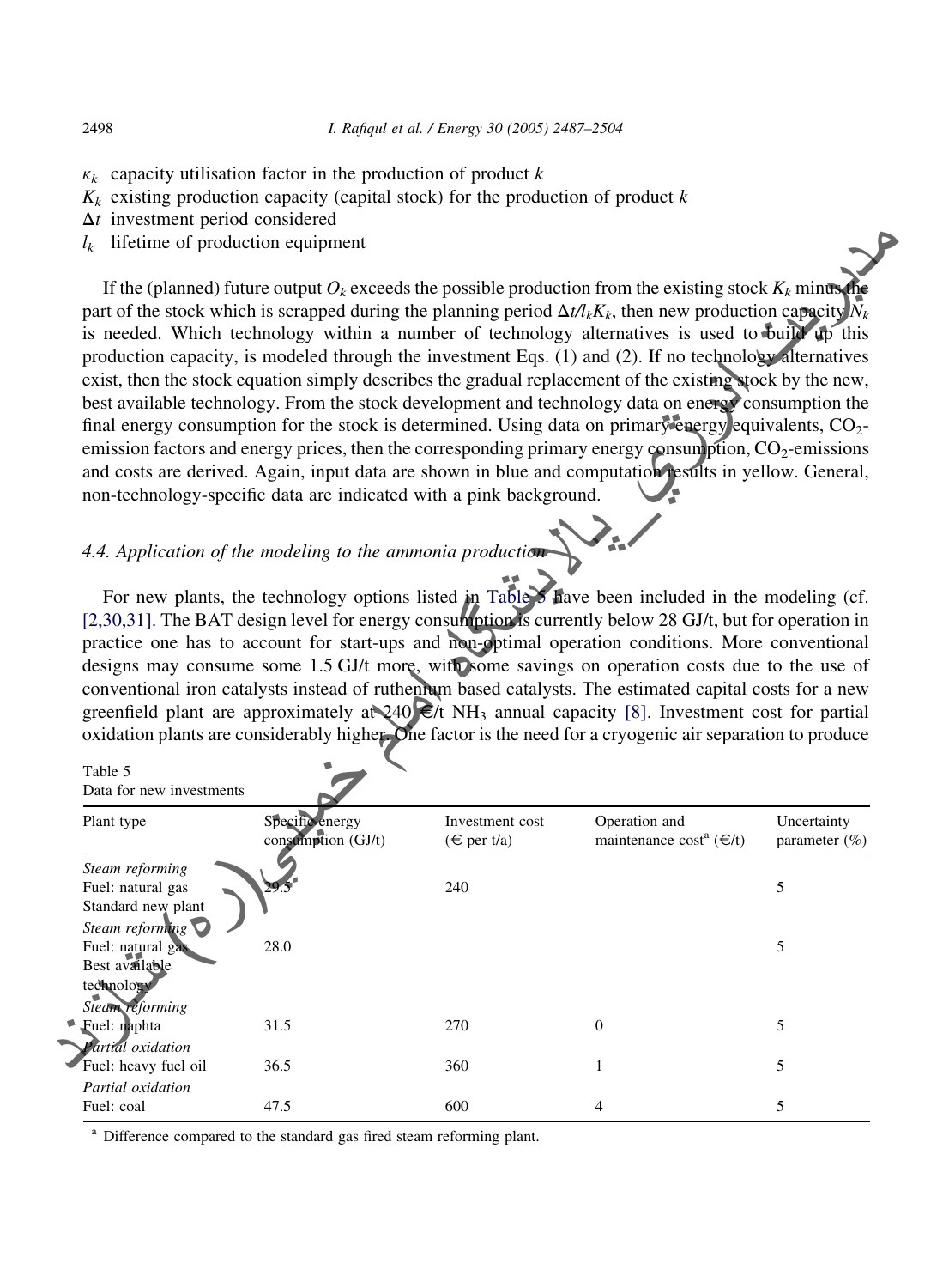$\kappa_k$ capacity utilisation factor in the production of product $k$

$K_k$ existing production capacity (capital stock) for the production of product $k$

$\Delta t$ investment period considered

$l_k$ lifetime of production equipment

If the (planned) future output $O_k$ exceeds the possible production from the existing stock $K_k$ minus the part of the stock which is scrapped during the planning period $\Delta t/l_k K_k$, then new production capacity $N_k$ is needed. Which technology within a number of technology alternatives is used to build up this production capacity, is modeled through the investment Eqs. (1) and (2). If no technology alternatives exist, then the stock equation simply describes the gradual replacement of the existing stock by the new, best available technology. From the stock development and technology data on energy consumption the final energy consumption for the stock is determined. Using data on primary energy equivalents, $CO_2$-emission factors and energy prices, then the corresponding primary energy consumption, $CO_2$-emissions and costs are derived. Again, input data are shown in blue and computation results in yellow. General, non-technology-specific data are indicated with a pink background.

### *4.4. Application of the modeling to the ammonia production*

For new plants, the technology options listed in Table 5 have been included in the modeling (cf. [2,30,31]. The BAT design level for energy consumption is currently below 28 GJ/t, but for operation in practice one has to account for start-ups and non-optimal operation conditions. More conventional designs may consume some 1.5 GJ/t more, with some savings on operation costs due to the use of conventional iron catalysts instead of ruthenium based catalysts. The estimated capital costs for a new greenfield plant are approximately at 240 €/t $NH_3$ annual capacity [8]. Investment cost for partial oxidation plants are considerably higher. One factor is the need for a cryogenic air separation to produce

Table 5
Data for new investments

| Plant type | Specific energy consumption (GJ/t) | Investment cost (€ per t/a) | Operation and maintenance cost[a] (€/t) | Uncertainty parameter (%) |
|---|---|---|---|---|
| *Steam reforming* Fuel: natural gas Standard new plant | 29.5 | 240 | | 5 |
| *Steam reforming* Fuel: natural gas Best available technology | 28.0 | | | 5 |
| *Steam reforming* Fuel: naphta | 31.5 | 270 | 0 | 5 |
| *Partial oxidation* Fuel: heavy fuel oil | 36.5 | 360 | 1 | 5 |
| *Partial oxidation* Fuel: coal | 47.5 | 600 | 4 | 5 |

[a] Difference compared to the standard gas fired steam reforming plant.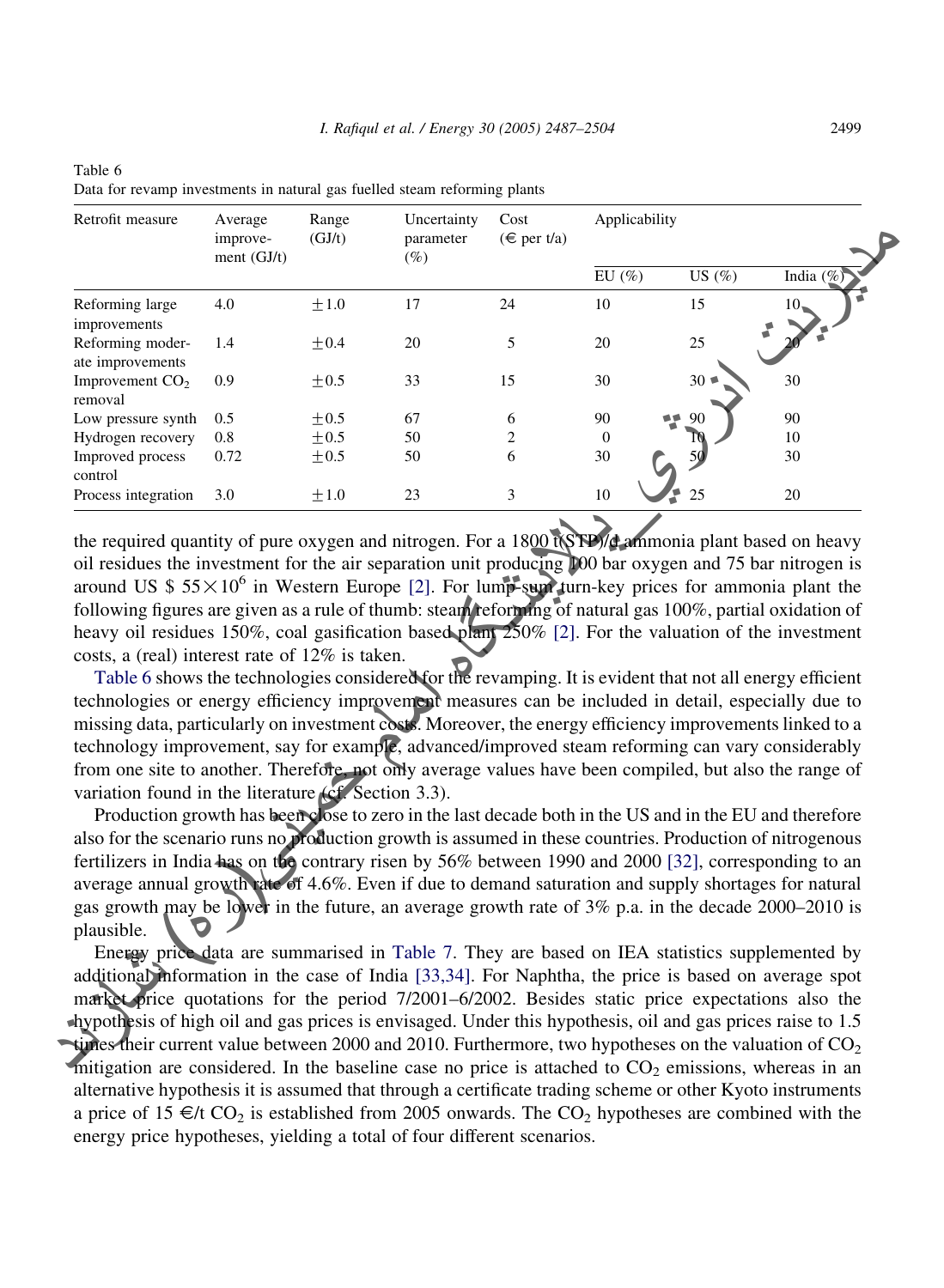Table 6
Data for revamp investments in natural gas fuelled steam reforming plants

| Retrofit measure | Average improvement (GJ/t) | Range (GJ/t) | Uncertainty parameter (%) | Cost (€ per t/a) | Applicability | | |
|---|---|---|---|---|---|---|---|
| | | | | | EU (%) | US (%) | India (%) |
| Reforming large improvements | 4.0 | ±1.0 | 17 | 24 | 10 | 15 | 10 |
| Reforming moderate improvements | 1.4 | ±0.4 | 20 | 5 | 20 | 25 | 20 |
| Improvement $CO_2$ removal | 0.9 | ±0.5 | 33 | 15 | 30 | 30 | 30 |
| Low pressure synth | 0.5 | ±0.5 | 67 | 6 | 90 | 90 | 90 |
| Hydrogen recovery | 0.8 | ±0.5 | 50 | 2 | 0 | 10 | 10 |
| Improved process control | 0.72 | ±0.5 | 50 | 6 | 30 | 50 | 30 |
| Process integration | 3.0 | ±1.0 | 23 | 3 | 10 | 25 | 20 |

the required quantity of pure oxygen and nitrogen. For a 1800 t(STP)/d ammonia plant based on heavy oil residues the investment for the air separation unit producing 100 bar oxygen and 75 bar nitrogen is around US $ $55\times10^6$ in Western Europe [2]. For lump-sum turn-key prices for ammonia plant the following figures are given as a rule of thumb: steam reforming of natural gas 100%, partial oxidation of heavy oil residues 150%, coal gasification based plant 250% [2]. For the valuation of the investment costs, a (real) interest rate of 12% is taken.

Table 6 shows the technologies considered for the revamping. It is evident that not all energy efficient technologies or energy efficiency improvement measures can be included in detail, especially due to missing data, particularly on investment costs. Moreover, the energy efficiency improvements linked to a technology improvement, say for example, advanced/improved steam reforming can vary considerably from one site to another. Therefore, not only average values have been compiled, but also the range of variation found in the literature (cf. Section 3.3).

Production growth has been close to zero in the last decade both in the US and in the EU and therefore also for the scenario runs no production growth is assumed in these countries. Production of nitrogenous fertilizers in India has on the contrary risen by 56% between 1990 and 2000 [32], corresponding to an average annual growth rate of 4.6%. Even if due to demand saturation and supply shortages for natural gas growth may be lower in the future, an average growth rate of 3% p.a. in the decade 2000–2010 is plausible.

Energy price data are summarised in Table 7. They are based on IEA statistics supplemented by additional information in the case of India [33,34]. For Naphtha, the price is based on average spot market price quotations for the period 7/2001–6/2002. Besides static price expectations also the hypothesis of high oil and gas prices is envisaged. Under this hypothesis, oil and gas prices raise to 1.5 times their current value between 2000 and 2010. Furthermore, two hypotheses on the valuation of $CO_2$ mitigation are considered. In the baseline case no price is attached to $CO_2$ emissions, whereas in an alternative hypothesis it is assumed that through a certificate trading scheme or other Kyoto instruments a price of 15 €/t $CO_2$ is established from 2005 onwards. The $CO_2$ hypotheses are combined with the energy price hypotheses, yielding a total of four different scenarios.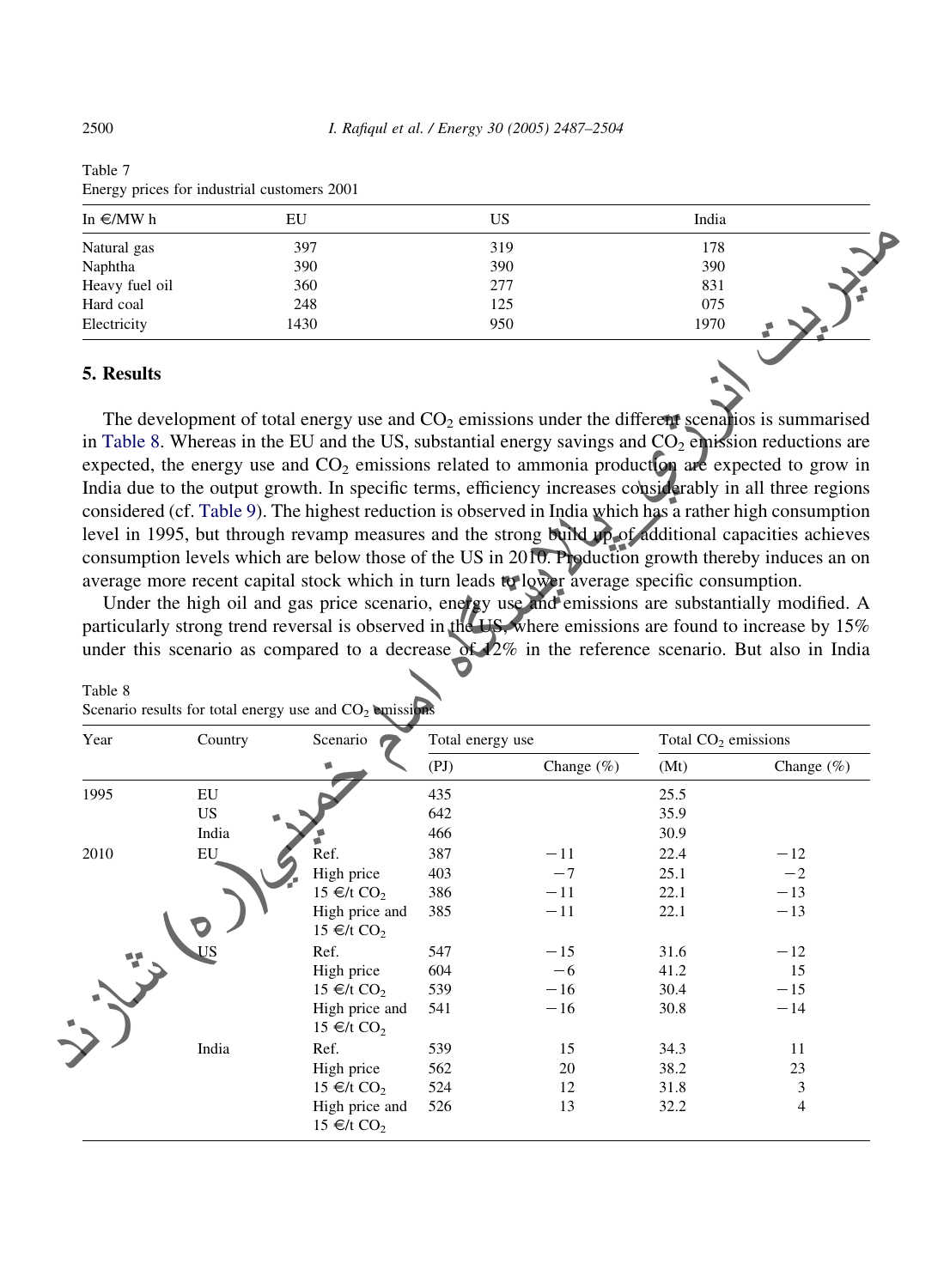Table 7
Energy prices for industrial customers 2001

| In €/MW h | EU | US | India |
|---|---|---|---|
| Natural gas | 397 | 319 | 178 |
| Naphtha | 390 | 390 | 390 |
| Heavy fuel oil | 360 | 277 | 831 |
| Hard coal | 248 | 125 | 075 |
| Electricity | 1430 | 950 | 1970 |

## 5. Results

The development of total energy use and $CO_2$ emissions under the different scenarios is summarised in Table 8. Whereas in the EU and the US, substantial energy savings and $CO_2$ emission reductions are expected, the energy use and $CO_2$ emissions related to ammonia production are expected to grow in India due to the output growth. In specific terms, efficiency increases considerably in all three regions considered (cf. Table 9). The highest reduction is observed in India which has a rather high consumption level in 1995, but through revamp measures and the strong build up of additional capacities achieves consumption levels which are below those of the US in 2010. Production growth thereby induces an on average more recent capital stock which in turn leads to lower average specific consumption.

Under the high oil and gas price scenario, energy use and emissions are substantially modified. A particularly strong trend reversal is observed in the US, where emissions are found to increase by 15% under this scenario as compared to a decrease of 12% in the reference scenario. But also in India

Table 8
Scenario results for total energy use and $CO_2$ emissions

| Year | Country | Scenario | Total energy use | | Total $CO_2$ emissions | |
|---|---|---|---|---|---|---|
| | | | (PJ) | Change (%) | (Mt) | Change (%) |
| 1995 | EU | | 435 | | 25.5 | |
| | US | | 642 | | 35.9 | |
| | India | | 466 | | 30.9 | |
| 2010 | EU | Ref. | 387 | −11 | 22.4 | −12 |
| | | High price | 403 | −7 | 25.1 | −2 |
| | | 15 €/t $CO_2$ | 386 | −11 | 22.1 | −13 |
| | | High price and 15 €/t $CO_2$ | 385 | −11 | 22.1 | −13 |
| | US | Ref. | 547 | −15 | 31.6 | −12 |
| | | High price | 604 | −6 | 41.2 | 15 |
| | | 15 €/t $CO_2$ | 539 | −16 | 30.4 | −15 |
| | | High price and 15 €/t $CO_2$ | 541 | −16 | 30.8 | −14 |
| | India | Ref. | 539 | 15 | 34.3 | 11 |
| | | High price | 562 | 20 | 38.2 | 23 |
| | | 15 €/t $CO_2$ | 524 | 12 | 31.8 | 3 |
| | | High price and 15 €/t $CO_2$ | 526 | 13 | 32.2 | 4 |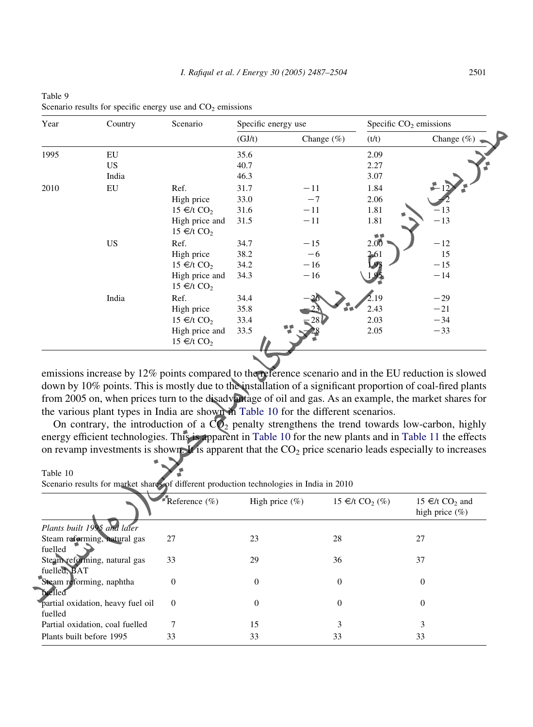Table 9
Scenario results for specific energy use and $CO_2$ emissions

| Year | Country | Scenario | Specific energy use | | Specific $CO_2$ emissions | |
|---|---|---|---|---|---|---|
| | | | (GJ/t) | Change (%) | (t/t) | Change (%) |
| 1995 | EU | | 35.6 | | 2.09 | |
| | US | | 40.7 | | 2.27 | |
| | India | | 46.3 | | 3.07 | |
| 2010 | EU | Ref. | 31.7 | −11 | 1.84 | −12 |
| | | High price | 33.0 | −7 | 2.06 | −2 |
| | | 15 €/t $CO_2$ | 31.6 | −11 | 1.81 | −13 |
| | | High price and 15 €/t $CO_2$ | 31.5 | −11 | 1.81 | −13 |
| | US | Ref. | 34.7 | −15 | 2.00 | −12 |
| | | High price | 38.2 | −6 | 2.61 | 15 |
| | | 15 €/t $CO_2$ | 34.2 | −16 | 1.93 | −15 |
| | | High price and 15 €/t $CO_2$ | 34.3 | −16 | 1.95 | −14 |
| | India | Ref. | 34.4 | −26 | 2.19 | −29 |
| | | High price | 35.8 | −23 | 2.43 | −21 |
| | | 15 €/t $CO_2$ | 33.4 | −28 | 2.03 | −34 |
| | | High price and 15 €/t $CO_2$ | 33.5 | −28 | 2.05 | −33 |

emissions increase by 12% points compared to the reference scenario and in the EU reduction is slowed down by 10% points. This is mostly due to the installation of a significant proportion of coal-fired plants from 2005 on, when prices turn to the disadvantage of oil and gas. As an example, the market shares for the various plant types in India are shown in Table 10 for the different scenarios.

On contrary, the introduction of a $CO_2$ penalty strengthens the trend towards low-carbon, highly energy efficient technologies. This is apparent in Table 10 for the new plants and in Table 11 the effects on revamp investments is shown. It is apparent that the $CO_2$ price scenario leads especially to increases

Table 10
Scenario results for market shares of different production technologies in India in 2010

| | Reference (%) | High price (%) | 15 €/t $CO_2$ (%) | 15 €/t $CO_2$ and high price (%) |
|---|---|---|---|---|
| *Plants built 1995 and later* | | | | |
| Steam reforming, natural gas fuelled | 27 | 23 | 28 | 27 |
| Steam reforming, natural gas fuelled, BAT | 33 | 29 | 36 | 37 |
| Steam reforming, naphtha fuelled | 0 | 0 | 0 | 0 |
| partial oxidation, heavy fuel oil fuelled | 0 | 0 | 0 | 0 |
| Partial oxidation, coal fuelled | 7 | 15 | 3 | 3 |
| Plants built before 1995 | 33 | 33 | 33 | 33 |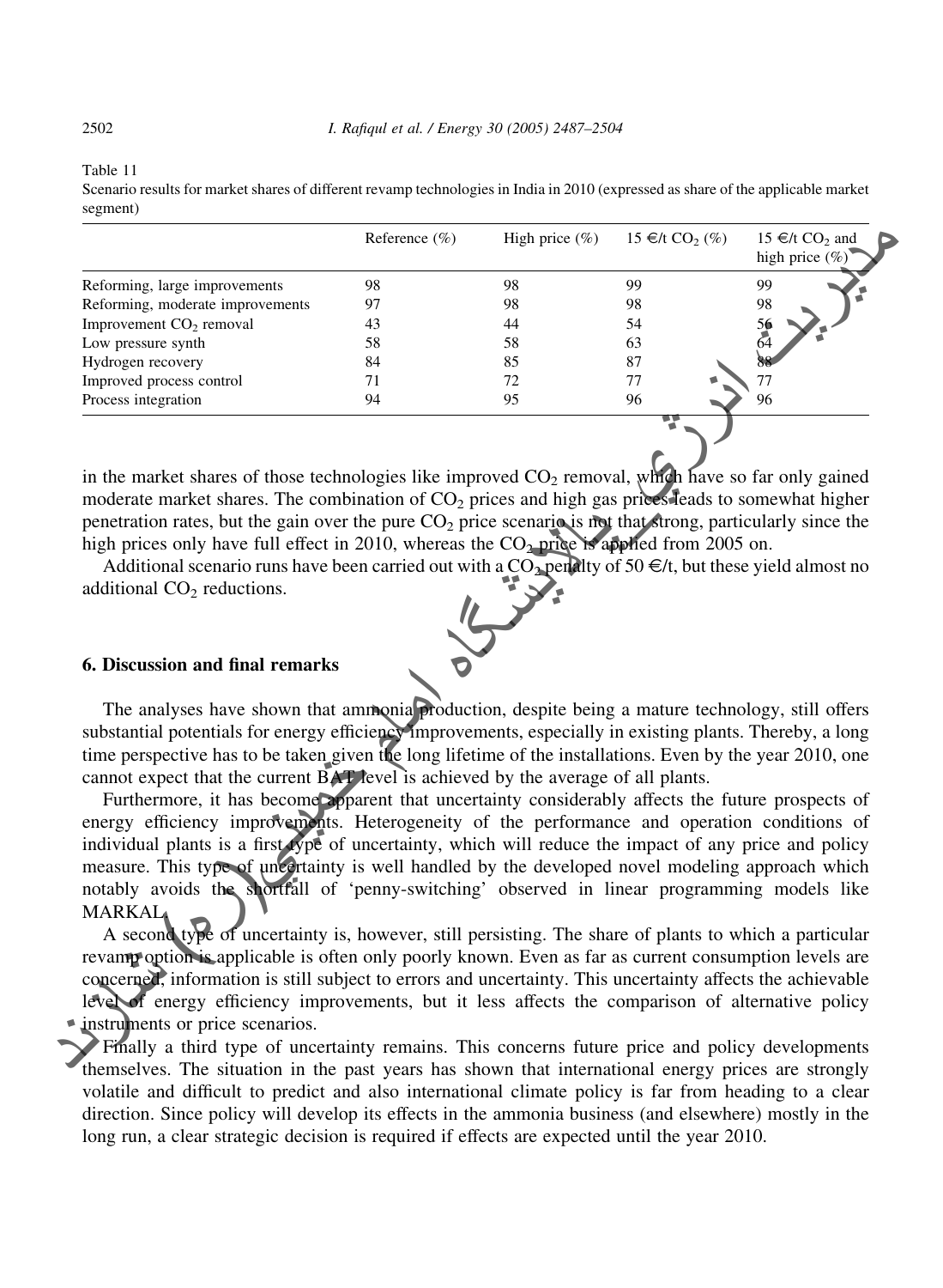Table 11

Scenario results for market shares of different revamp technologies in India in 2010 (expressed as share of the applicable market segment)

| | Reference (%) | High price (%) | 15 €/t $CO_2$ (%) | 15 €/t $CO_2$ and high price (%) |
|---|---|---|---|---|
| Reforming, large improvements | 98 | 98 | 99 | 99 |
| Reforming, moderate improvements | 97 | 98 | 98 | 98 |
| Improvement $CO_2$ removal | 43 | 44 | 54 | 56 |
| Low pressure synth | 58 | 58 | 63 | 64 |
| Hydrogen recovery | 84 | 85 | 87 | 88 |
| Improved process control | 71 | 72 | 77 | 77 |
| Process integration | 94 | 95 | 96 | 96 |

in the market shares of those technologies like improved $CO_2$ removal, which have so far only gained moderate market shares. The combination of $CO_2$ prices and high gas prices leads to somewhat higher penetration rates, but the gain over the pure $CO_2$ price scenario is not that strong, particularly since the high prices only have full effect in 2010, whereas the $CO_2$ price is applied from 2005 on.

Additional scenario runs have been carried out with a $CO_2$ penalty of 50 €/t, but these yield almost no additional $CO_2$ reductions.

## 6. Discussion and final remarks

The analyses have shown that ammonia production, despite being a mature technology, still offers substantial potentials for energy efficiency improvements, especially in existing plants. Thereby, a long time perspective has to be taken given the long lifetime of the installations. Even by the year 2010, one cannot expect that the current BAT level is achieved by the average of all plants.

Furthermore, it has become apparent that uncertainty considerably affects the future prospects of energy efficiency improvements. Heterogeneity of the performance and operation conditions of individual plants is a first type of uncertainty, which will reduce the impact of any price and policy measure. This type of uncertainty is well handled by the developed novel modeling approach which notably avoids the shortfall of 'penny-switching' observed in linear programming models like MARKAL.

A second type of uncertainty is, however, still persisting. The share of plants to which a particular revamp option is applicable is often only poorly known. Even as far as current consumption levels are concerned, information is still subject to errors and uncertainty. This uncertainty affects the achievable level of energy efficiency improvements, but it less affects the comparison of alternative policy instruments or price scenarios.

Finally a third type of uncertainty remains. This concerns future price and policy developments themselves. The situation in the past years has shown that international energy prices are strongly volatile and difficult to predict and also international climate policy is far from heading to a clear direction. Since policy will develop its effects in the ammonia business (and elsewhere) mostly in the long run, a clear strategic decision is required if effects are expected until the year 2010.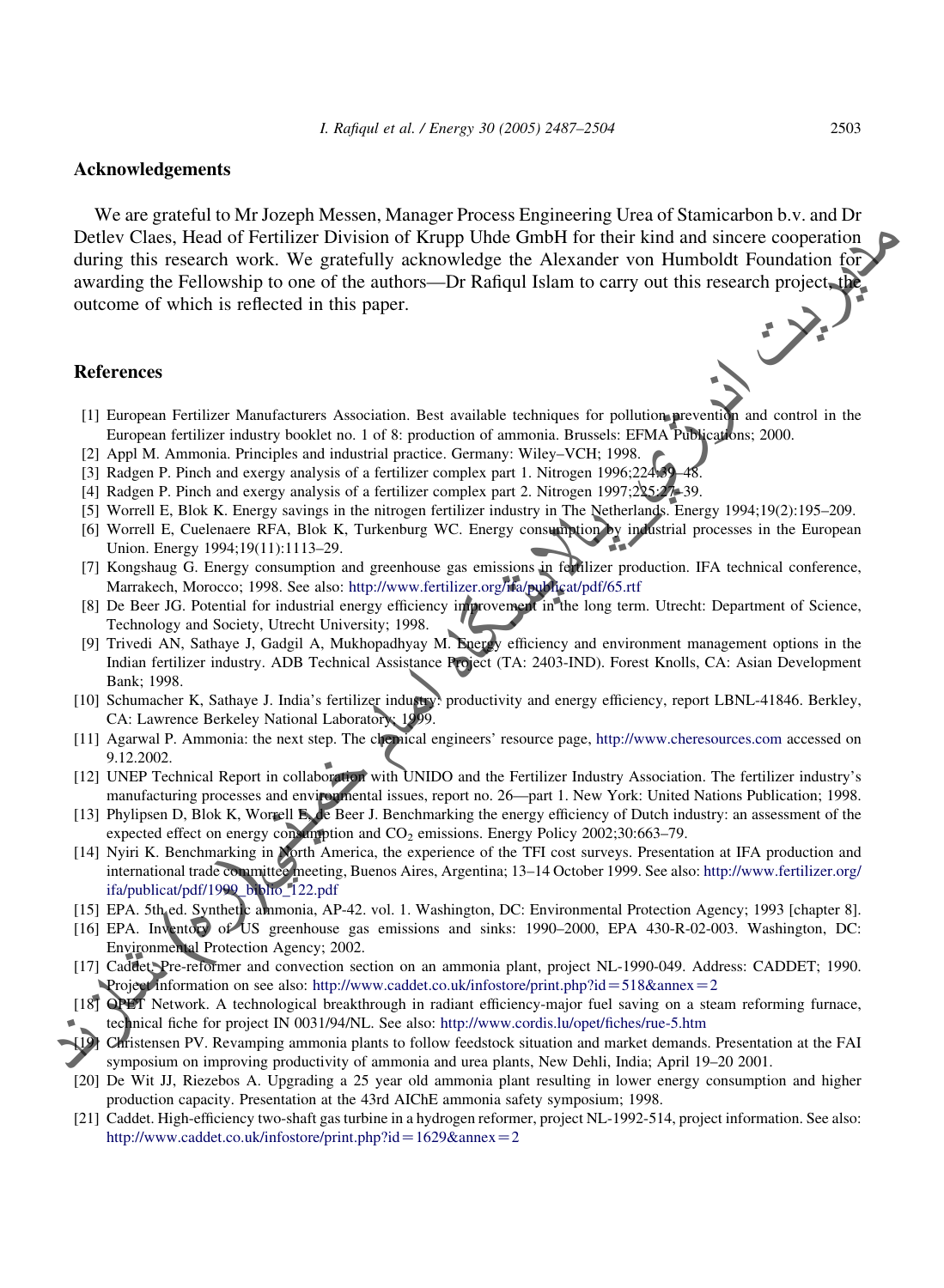## Acknowledgements

We are grateful to Mr Jozeph Messen, Manager Process Engineering Urea of Stamicarbon b.v. and Dr Detlev Claes, Head of Fertilizer Division of Krupp Uhde GmbH for their kind and sincere cooperation during this research work. We gratefully acknowledge the Alexander von Humboldt Foundation for awarding the Fellowship to one of the authors—Dr Rafiqul Islam to carry out this research project, the outcome of which is reflected in this paper.

## References

[1] European Fertilizer Manufacturers Association. Best available techniques for pollution prevention and control in the European fertilizer industry booklet no. 1 of 8: production of ammonia. Brussels: EFMA Publications; 2000.

[2] Appl M. Ammonia. Principles and industrial practice. Germany: Wiley–VCH; 1998.

[3] Radgen P. Pinch and exergy analysis of a fertilizer complex part 1. Nitrogen 1996;224:39–48.

[4] Radgen P. Pinch and exergy analysis of a fertilizer complex part 2. Nitrogen 1997;225:27–39.

[5] Worrell E, Blok K. Energy savings in the nitrogen fertilizer industry in The Netherlands. Energy 1994;19(2):195–209.

[6] Worrell E, Cuelenaere RFA, Blok K, Turkenburg WC. Energy consumption by industrial processes in the European Union. Energy 1994;19(11):1113–29.

[7] Kongshaug G. Energy consumption and greenhouse gas emissions in fertilizer production. IFA technical conference, Marrakech, Morocco; 1998. See also: http://www.fertilizer.org/ifa/publicat/pdf/65.rtf

[8] De Beer JG. Potential for industrial energy efficiency improvement in the long term. Utrecht: Department of Science, Technology and Society, Utrecht University; 1998.

[9] Trivedi AN, Sathaye J, Gadgil A, Mukhopadhyay M. Energy efficiency and environment management options in the Indian fertilizer industry. ADB Technical Assistance Project (TA: 2403-IND). Forest Knolls, CA: Asian Development Bank; 1998.

[10] Schumacher K, Sathaye J. India's fertilizer industry: productivity and energy efficiency, report LBNL-41846. Berkley, CA: Lawrence Berkeley National Laboratory; 1999.

[11] Agarwal P. Ammonia: the next step. The chemical engineers' resource page, http://www.cheresources.com accessed on 9.12.2002.

[12] UNEP Technical Report in collaboration with UNIDO and the Fertilizer Industry Association. The fertilizer industry's manufacturing processes and environmental issues, report no. 26—part 1. New York: United Nations Publication; 1998.

[13] Phylipsen D, Blok K, Worrell E, de Beer J. Benchmarking the energy efficiency of Dutch industry: an assessment of the expected effect on energy consumption and $CO_2$ emissions. Energy Policy 2002;30:663–79.

[14] Nyiri K. Benchmarking in North America, the experience of the TFI cost surveys. Presentation at IFA production and international trade committee meeting, Buenos Aires, Argentina; 13–14 October 1999. See also: http://www.fertilizer.org/ifa/publicat/pdf/1999_biblio_122.pdf

[15] EPA. 5th ed. Synthetic ammonia, AP-42. vol. 1. Washington, DC: Environmental Protection Agency; 1993 [chapter 8].

[16] EPA. Inventory of US greenhouse gas emissions and sinks: 1990–2000, EPA 430-R-02-003. Washington, DC: Environmental Protection Agency; 2002.

[17] Caddet. Pre-reformer and convection section on an ammonia plant, project NL-1990-049. Address: CADDET; 1990. Project information on see also: http://www.caddet.co.uk/infostore/print.php?id=518&annex=2

[18] OPET Network. A technological breakthrough in radiant efficiency-major fuel saving on a steam reforming furnace, technical fiche for project IN 0031/94/NL. See also: http://www.cordis.lu/opet/fiches/rue-5.htm

[19] Christensen PV. Revamping ammonia plants to follow feedstock situation and market demands. Presentation at the FAI symposium on improving productivity of ammonia and urea plants, New Dehli, India; April 19–20 2001.

[20] De Wit JJ, Riezebos A. Upgrading a 25 year old ammonia plant resulting in lower energy consumption and higher production capacity. Presentation at the 43rd AIChE ammonia safety symposium; 1998.

[21] Caddet. High-efficiency two-shaft gas turbine in a hydrogen reformer, project NL-1992-514, project information. See also: http://www.caddet.co.uk/infostore/print.php?id=1629&annex=2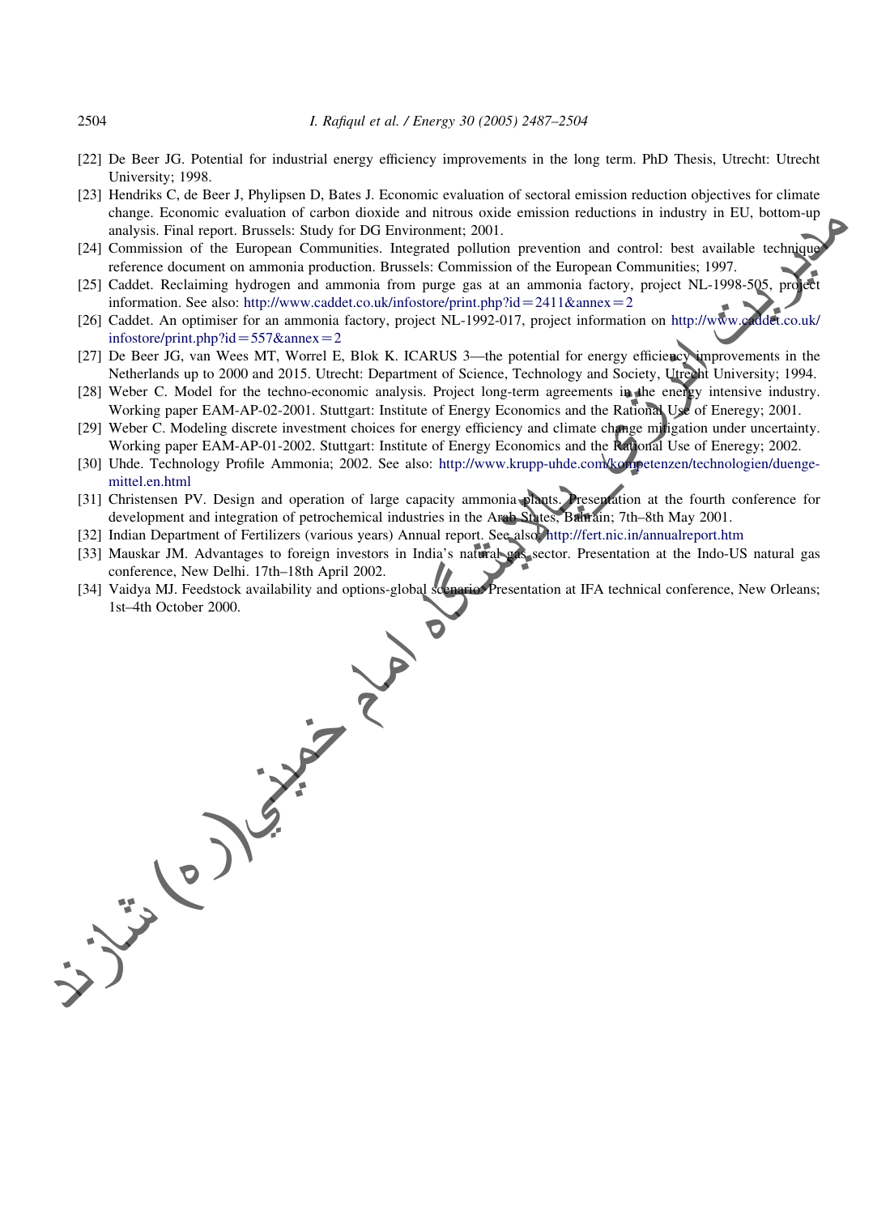[22] De Beer JG. Potential for industrial energy efficiency improvements in the long term. PhD Thesis, Utrecht: Utrecht University; 1998.

[23] Hendriks C, de Beer J, Phylipsen D, Bates J. Economic evaluation of sectoral emission reduction objectives for climate change. Economic evaluation of carbon dioxide and nitrous oxide emission reductions in industry in EU, bottom-up analysis. Final report. Brussels: Study for DG Environment; 2001.

[24] Commission of the European Communities. Integrated pollution prevention and control: best available technique reference document on ammonia production. Brussels: Commission of the European Communities; 1997.

[25] Caddet. Reclaiming hydrogen and ammonia from purge gas at an ammonia factory, project NL-1998-505, project information. See also: http://www.caddet.co.uk/infostore/print.php?id=2411&annex=2

[26] Caddet. An optimiser for an ammonia factory, project NL-1992-017, project information on http://www.caddet.co.uk/infostore/print.php?id=557&annex=2

[27] De Beer JG, van Wees MT, Worrel E, Blok K. ICARUS 3—the potential for energy efficiency improvements in the Netherlands up to 2000 and 2015. Utrecht: Department of Science, Technology and Society, Utrecht University; 1994.

[28] Weber C. Model for the techno-economic analysis. Project long-term agreements in the energy intensive industry. Working paper EAM-AP-02-2001. Stuttgart: Institute of Energy Economics and the Rational Use of Eneregy; 2001.

[29] Weber C. Modeling discrete investment choices for energy efficiency and climate change mitigation under uncertainty. Working paper EAM-AP-01-2002. Stuttgart: Institute of Energy Economics and the Rational Use of Eneregy; 2002.

[30] Uhde. Technology Profile Ammonia; 2002. See also: http://www.krupp-uhde.com/kompetenzen/technologien/duenge-mittel.en.html

[31] Christensen PV. Design and operation of large capacity ammonia plants. Presentation at the fourth conference for development and integration of petrochemical industries in the Arab States, Bahrain; 7th–8th May 2001.

[32] Indian Department of Fertilizers (various years) Annual report. See also: http://fert.nic.in/annualreport.htm

[33] Mauskar JM. Advantages to foreign investors in India's natural gas sector. Presentation at the Indo-US natural gas conference, New Delhi. 17th–18th April 2002.

[34] Vaidya MJ. Feedstock availability and options-global scenario. Presentation at IFA technical conference, New Orleans; 1st–4th October 2000.